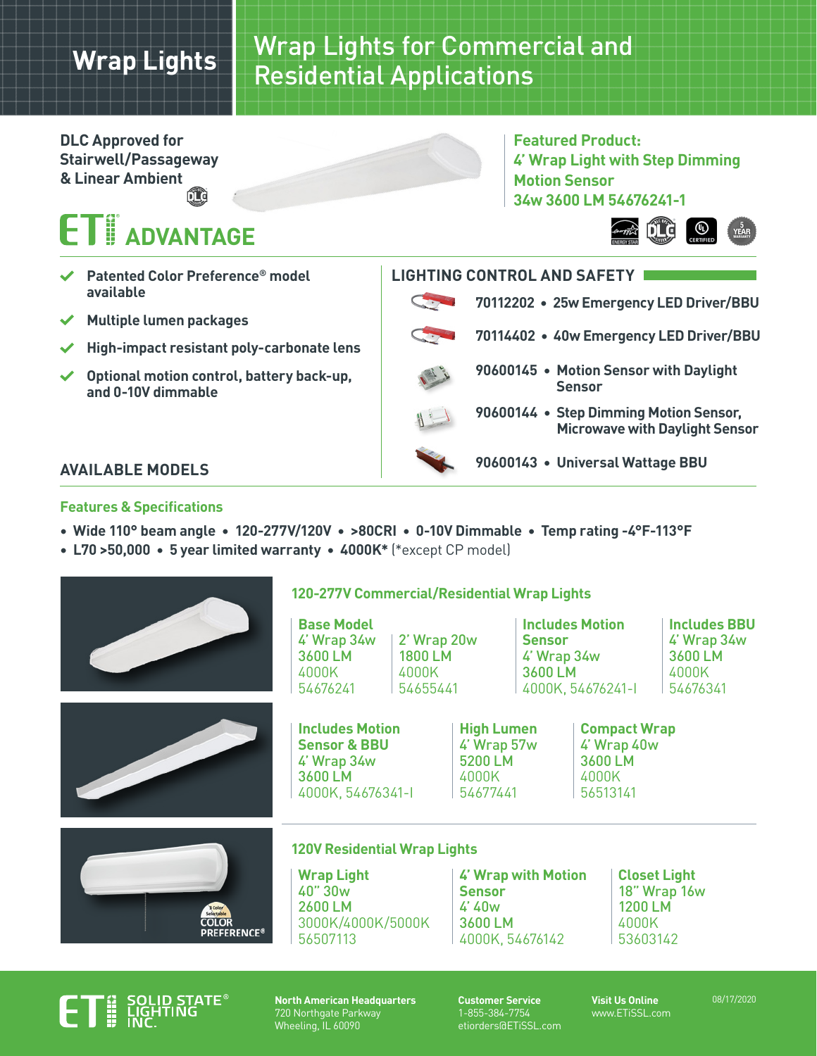# Wrap Lights

## Wrap Lights for Commercial and Residential Applications

DLC Approved for Stairwell/Passageway & Linear Ambient

**Featured Product:**
**4' Wrap Light with Step Dimming Motion Sensor**
**34w 3600 LM 54676241-1**

## ETi ADVANTAGE

- Patented Color Preference® model available
- Multiple lumen packages
- High-impact resistant poly-carbonate lens
- Optional motion control, battery back-up, and 0-10V dimmable

## LIGHTING CONTROL AND SAFETY

- **70112202** • 25w Emergency LED Driver/BBU
- **70114402** • 40w Emergency LED Driver/BBU
- **90600145** • Motion Sensor with Daylight Sensor
- **90600144** • Step Dimming Motion Sensor, Microwave with Daylight Sensor
- **90600143** • Universal Wattage BBU

## AVAILABLE MODELS

### Features & Specifications

- **Wide 110° beam angle** • **120-277V/120V** • **>80CRI** • **0-10V Dimmable** • **Temp rating -4°F-113°F**
- **L70 >50,000** • **5 year limited warranty** • **4000K*** (*except CP model)

### 120-277V Commercial/Residential Wrap Lights

| Base Model | | Includes Motion Sensor | Includes BBU |
|---|---|---|---|
| 4' Wrap 34w<br>3600 LM<br>4000K<br>54676241 | 2' Wrap 20w<br>1800 LM<br>4000K<br>54655441 | 4' Wrap 34w<br>3600 LM<br>4000K, 54676241-I | 4' Wrap 34w<br>3600 LM<br>4000K<br>54676341 |

| Includes Motion Sensor & BBU | High Lumen | Compact Wrap |
|---|---|---|
| 4' Wrap 34w<br>3600 LM<br>4000K, 54676341-I | 4' Wrap 57w<br>5200 LM<br>4000K<br>54677441 | 4' Wrap 40w<br>3600 LM<br>4000K<br>56513141 |

### 120V Residential Wrap Lights

| Wrap Light | 4' Wrap with Motion Sensor | Closet Light |
|---|---|---|
| 40" 30w<br>2600 LM<br>3000K/4000K/5000K<br>56507113 | 4' 40w<br>3600 LM<br>4000K, 54676142 | 18" Wrap 16w<br>1200 LM<br>4000K<br>53603142 |

3 Color Selectable COLOR PREFERENCE®

ETi SOLID STATE® LIGHTING INC.

**North American Headquarters**
720 Northgate Parkway
Wheeling, IL 60090

**Customer Service**
1-855-384-7754
etiorders@ETiSSL.com

**Visit Us Online**
www.ETiSSL.com

08/17/2020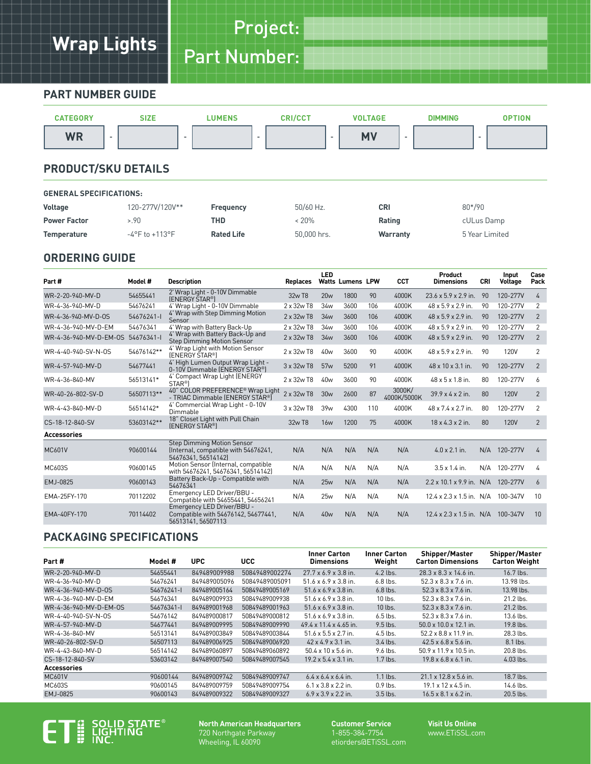# Wrap Lights

**Project:**

**Part Number:**

## PART NUMBER GUIDE

| CATEGORY | | SIZE | | LUMENS | | CRI/CCT | | VOLTAGE | | DIMMING | | OPTION |
|---|---|---|---|---|---|---|---|---|---|---|---|---|
| WR | - | | - | | - | | - | MV | - | | - | |

## PRODUCT/SKU DETAILS

**GENERAL SPECIFICATIONS:**

| | | | | | |
|---|---|---|---|---|---|
| **Voltage** | 120-277V/120V** | **Frequency** | 50/60 Hz. | **CRI** | 80*/90 |
| **Power Factor** | >.90 | **THD** | < 20% | **Rating** | cULus Damp |
| **Temperature** | -4°F to +113°F | **Rated Life** | 50,000 hrs. | **Warranty** | 5 Year Limited |

## ORDERING GUIDE

| Part # | Model # | Description | Replaces | LED Watts | Lumens | LPW | CCT | Product Dimensions | CRI | Input Voltage | Case Pack |
|---|---|---|---|---|---|---|---|---|---|---|---|
| WR-2-20-940-MV-D | 54655441 | 2' Wrap Light - 0-10V Dimmable (ENERGY STAR®) | 32w T8 | 20w | 1800 | 90 | 4000K | 23.6 x 5.9 x 2.9 in. | 90 | 120-277V | 4 |
| WR-4-36-940-MV-D | 54676241 | 4' Wrap Light - 0-10V Dimmable | 2 x 32w T8 | 34w | 3600 | 106 | 4000K | 48 x 5.9 x 2.9 in. | 90 | 120-277V | 2 |
| WR-4-36-940-MV-D-OS | 54676241-I | 4' Wrap with Step Dimming Motion Sensor | 2 x 32w T8 | 34w | 3600 | 106 | 4000K | 48 x 5.9 x 2.9 in. | 90 | 120-277V | 2 |
| WR-4-36-940-MV-D-EM | 54676341 | 4' Wrap with Battery Back-Up | 2 x 32w T8 | 34w | 3600 | 106 | 4000K | 48 x 5.9 x 2.9 in. | 90 | 120-277V | 2 |
| WR-4-36-940-MV-D-EM-OS | 54676341-I | 4' Wrap with Battery Back-Up and Step Dimming Motion Sensor | 2 x 32w T8 | 34w | 3600 | 106 | 4000K | 48 x 5.9 x 2.9 in. | 90 | 120-277V | 2 |
| WR-4-40-940-SV-N-OS | 54676142** | 4' Wrap Light with Motion Sensor (ENERGY STAR®) | 2 x 32w T8 | 40w | 3600 | 90 | 4000K | 48 x 5.9 x 2.9 in. | 90 | 120V | 2 |
| WR-4-57-940-MV-D | 54677441 | 4' High Lumen Output Wrap Light - 0-10V Dimmable (ENERGY STAR®) | 3 x 32w T8 | 57w | 5200 | 91 | 4000K | 48 x 10 x 3.1 in. | 90 | 120-277V | 2 |
| WR-4-36-840-MV | 56513141* | 4' Compact Wrap Light (ENERGY STAR®) | 2 x 32w T8 | 40w | 3600 | 90 | 4000K | 48 x 5 x 1.8 in. | 80 | 120-277V | 6 |
| WR-40-26-802-SV-D | 56507113** | 40" COLOR PREFERENCE® Wrap Light - TRIAC Dimmable (ENERGY STAR®) | 2 x 32w T8 | 30w | 2600 | 87 | 3000K/ 4000K/5000K | 39.9 x 4 x 2 in. | 80 | 120V | 2 |
| WR-4-43-840-MV-D | 56514142* | 4' Commercial Wrap Light - 0-10V Dimmable | 3 x 32w T8 | 39w | 4300 | 110 | 4000K | 48 x 7.4 x 2.7 in. | 80 | 120-277V | 2 |
| CS-18-12-840-SV | 53603142** | 18" Closet Light with Pull Chain (ENERGY STAR®) | 32w T8 | 16w | 1200 | 75 | 4000K | 18 x 4.3 x 2 in. | 80 | 120V | 2 |
| **Accessories** | | | | | | | | | | | |
| MC601V | 90600144 | Step Dimming Motion Sensor (Internal, compatible with 54676241, 54676341, 56514142) | N/A | N/A | N/A | N/A | N/A | 4.0 x 2.1 in. | N/A | 120-277V | 4 |
| MC603S | 90600145 | Motion Sensor (Internal, compatible with 54676241, 54676341, 56514142) | N/A | N/A | N/A | N/A | N/A | 3.5 x 1.4 in. | N/A | 120-277V | 4 |
| EMJ-0825 | 90600143 | Battery Back-Up - Compatible with 54676341 | N/A | 25w | N/A | N/A | N/A | 2.2 x 10.1 x 9.9 in. | N/A | 120-277V | 6 |
| EMA-25FY-170 | 70112202 | Emergency LED Driver/BBU - Compatible with 54655441, 54656241 | N/A | 25w | N/A | N/A | N/A | 12.4 x 2.3 x 1.5 in. | N/A | 100-347V | 10 |
| EMA-40FY-170 | 70114402 | Emergency LED Driver/BBU - Compatible with 54676142, 54677441, 56513141, 56507113 | N/A | 40w | N/A | N/A | N/A | 12.4 x 2.3 x 1.5 in. | N/A | 100-347V | 10 |

## PACKAGING SPECIFICATIONS

| Part # | Model # | UPC | UCC | Inner Carton Dimensions | Inner Carton Weight | Shipper/Master Carton Dimensions | Shipper/Master Carton Weight |
|---|---|---|---|---|---|---|---|
| WR-2-20-940-MV-D | 54655441 | 849489009988 | 50849489002274 | 27.7 x 6.9 x 3.8 in. | 4.2 lbs. | 28.3 x 8.3 x 14.6 in. | 16.7 lbs. |
| WR-4-36-940-MV-D | 54676241 | 849489005096 | 50849489005091 | 51.6 x 6.9 x 3.8 in. | 6.8 lbs. | 52.3 x 8.3 x 7.6 in. | 13.98 lbs. |
| WR-4-36-940-MV-D-OS | 54676241-I | 849489005164 | 50849489005169 | 51.6 x 6.9 x 3.8 in. | 6.8 lbs. | 52.3 x 8.3 x 7.6 in. | 13.98 lbs. |
| WR-4-36-940-MV-D-EM | 54676341 | 849489009933 | 50849489009938 | 51.6 x 6.9 x 3.8 in. | 10 lbs. | 52.3 x 8.3 x 7.6 in. | 21.2 lbs. |
| WR-4-36-940-MV-D-EM-OS | 54676341-I | 849489001968 | 50849489001963 | 51.6 x 6.9 x 3.8 in. | 10 lbs. | 52.3 x 8.3 x 7.6 in. | 21.2 lbs. |
| WR-4-40-940-SV-N-OS | 54676142 | 849489000817 | 50849489000812 | 51.6 x 6.9 x 3.8 in. | 6.5 lbs. | 52.3 x 8.3 x 7.6 in. | 13.6 lbs. |
| WR-4-57-940-MV-D | 54677441 | 849489009995 | 50849489009990 | 49.4 x 11.4 x 4.65 in. | 9.5 lbs. | 50.0 x 10.0 x 12.1 in. | 19.8 lbs. |
| WR-4-36-840-MV | 56513141 | 849489003849 | 50849489003844 | 51.6 x 5.5 x 2.7 in. | 4.5 lbs. | 52.2 x 8.8 x 11.9 in. | 28.3 lbs. |
| WR-40-26-802-SV-D | 56507113 | 849489006925 | 50849489006920 | 42 x 4.9 x 3.1 in. | 3.4 lbs. | 42.5 x 6.8 x 5.6 in. | 8.1 lbs. |
| WR-4-43-840-MV-D | 56514142 | 849489060897 | 50849489060892 | 50.4 x 10 x 5.6 in. | 9.6 lbs. | 50.9 x 11.9 x 10.5 in. | 20.8 lbs. |
| CS-18-12-840-SV | 53603142 | 849489007540 | 50849489007545 | 19.2 x 5.4 x 3.1 in. | 1.7 lbs. | 19.8 x 6.8 x 6.1 in. | 4.03 lbs. |
| **Accessories** | | | | | | | |
| MC601V | 90600144 | 849489009742 | 50849489009747 | 6.4 x 6.4 x 6.4 in. | 1.1 lbs. | 21.1 x 12.8 x 5.6 in. | 18.7 lbs. |
| MC603S | 90600145 | 849489009759 | 50849489009754 | 6.1 x 3.8 x 2.2 in. | 0.9 lbs. | 19.1 x 12 x 4.5 in. | 14.6 lbs. |
| EMJ-0825 | 90600143 | 849489009322 | 50849489009327 | 6.9 x 3.9 x 2.2 in. | 3.5 lbs. | 16.5 x 8.1 x 6.2 in. | 20.5 lbs. |

ETi SOLID STATE® LIGHTING INC.

**North American Headquarters**
720 Northgate Parkway
Wheeling, IL 60090

**Customer Service**
1-855-384-7754
etiorders@ETiSSL.com

**Visit Us Online**
www.ETiSSL.com